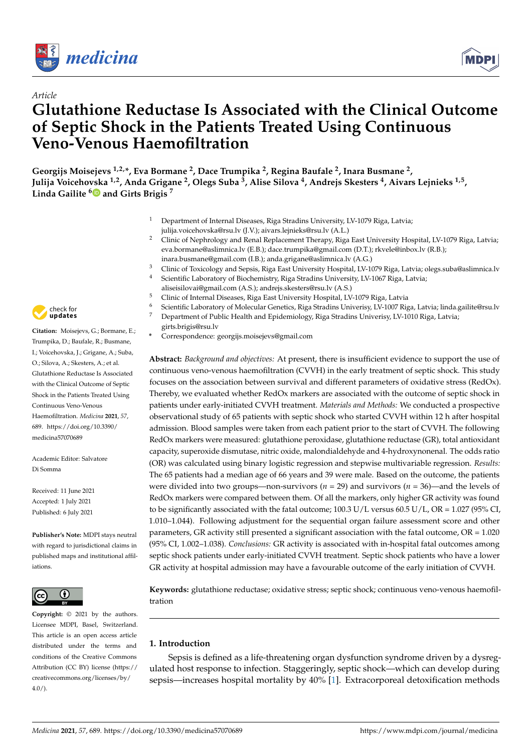*Article*

# Glutathione Reductase Is Associated with the Clinical Outcome of Septic Shock in the Patients Treated Using Continuous Veno-Venous Haemofiltration

**Georgijs Moisejevs [1,2,*], Eva Bormane [2], Dace Trumpika [2], Regina Baufale [2], Inara Busmane [2], Julija Voicehovska [1,2], Anda Grigane [2], Olegs Suba [3], Alise Silova [4], Andrejs Skesters [4], Aivars Lejnieks [1,5], Linda Gailite [6] and Girts Brigis [7]**

[1] Department of Internal Diseases, Riga Stradins University, LV-1079 Riga, Latvia; julija.voicehovska@rsu.lv (J.V.); aivars.lejnieks@rsu.lv (A.L.)

[2] Clinic of Nephrology and Renal Replacement Therapy, Riga East University Hospital, LV-1079 Riga, Latvia; eva.bormane@aslimnica.lv (E.B.); dace.trumpika@gmail.com (D.T.); rkvele@inbox.lv (R.B.); inara.busmane@gmail.com (I.B.); anda.grigane@aslimnica.lv (A.G.)

[3] Clinic of Toxicology and Sepsis, Riga East University Hospital, LV-1079 Riga, Latvia; olegs.suba@aslimnica.lv

[4] Scientific Laboratory of Biochemistry, Riga Stradins University, LV-1067 Riga, Latvia; aliseisilovai@gmail.com (A.S.); andrejs.skesters@rsu.lv (A.S.)

[5] Clinic of Internal Diseases, Riga East University Hospital, LV-1079 Riga, Latvia

[6] Scientific Laboratory of Molecular Genetics, Riga Stradins Univerisy, LV-1007 Riga, Latvia; linda.gailite@rsu.lv

[7] Department of Public Health and Epidemiology, Riga Stradins Univerisy, LV-1010 Riga, Latvia; girts.brigis@rsu.lv

\* Correspondence: georgijs.moisejevs@gmail.com

**Citation:** Moisejevs, G.; Bormane, E.; Trumpika, D.; Baufale, R.; Busmane, I.; Voicehovska, J.; Grigane, A.; Suba, O.; Silova, A.; Skesters, A.; et al. Glutathione Reductase Is Associated with the Clinical Outcome of Septic Shock in the Patients Treated Using Continuous Veno-Venous Haemofiltration. *Medicina* **2021**, *57*, 689. https://doi.org/10.3390/medicina57070689

Academic Editor: Salvatore Di Somma

Received: 11 June 2021
Accepted: 1 July 2021
Published: 6 July 2021

**Publisher's Note:** MDPI stays neutral with regard to jurisdictional claims in published maps and institutional affiliations.

**Copyright:** © 2021 by the authors. Licensee MDPI, Basel, Switzerland. This article is an open access article distributed under the terms and conditions of the Creative Commons Attribution (CC BY) license (https://creativecommons.org/licenses/by/4.0/).

**Abstract:** *Background and objectives:* At present, there is insufficient evidence to support the use of continuous veno-venous haemofiltration (CVVH) in the early treatment of septic shock. This study focuses on the association between survival and different parameters of oxidative stress (RedOx). Thereby, we evaluated whether RedOx markers are associated with the outcome of septic shock in patients under early-initiated CVVH treatment. *Materials and Methods:* We conducted a prospective observational study of 65 patients with septic shock who started CVVH within 12 h after hospital admission. Blood samples were taken from each patient prior to the start of CVVH. The following RedOx markers were measured: glutathione peroxidase, glutathione reductase (GR), total antioxidant capacity, superoxide dismutase, nitric oxide, malondialdehyde and 4-hydroxynonenal. The odds ratio (OR) was calculated using binary logistic regression and stepwise multivariable regression. *Results:* The 65 patients had a median age of 66 years and 39 were male. Based on the outcome, the patients were divided into two groups—non-survivors ($n$ = 29) and survivors ($n$ = 36)—and the levels of RedOx markers were compared between them. Of all the markers, only higher GR activity was found to be significantly associated with the fatal outcome; 100.3 U/L versus 60.5 U/L, OR = 1.027 (95% CI, 1.010–1.044). Following adjustment for the sequential organ failure assessment score and other parameters, GR activity still presented a significant association with the fatal outcome, OR = 1.020 (95% CI, 1.002–1.038). *Conclusions:* GR activity is associated with in-hospital fatal outcomes among septic shock patients under early-initiated CVVH treatment. Septic shock patients who have a lower GR activity at hospital admission may have a favourable outcome of the early initiation of CVVH.

**Keywords:** glutathione reductase; oxidative stress; septic shock; continuous veno-venous haemofiltration

## 1. Introduction

Sepsis is defined as a life-threatening organ dysfunction syndrome driven by a dysregulated host response to infection. Staggeringly, septic shock—which can develop during sepsis—increases hospital mortality by 40% [1]. Extracorporeal detoxification methods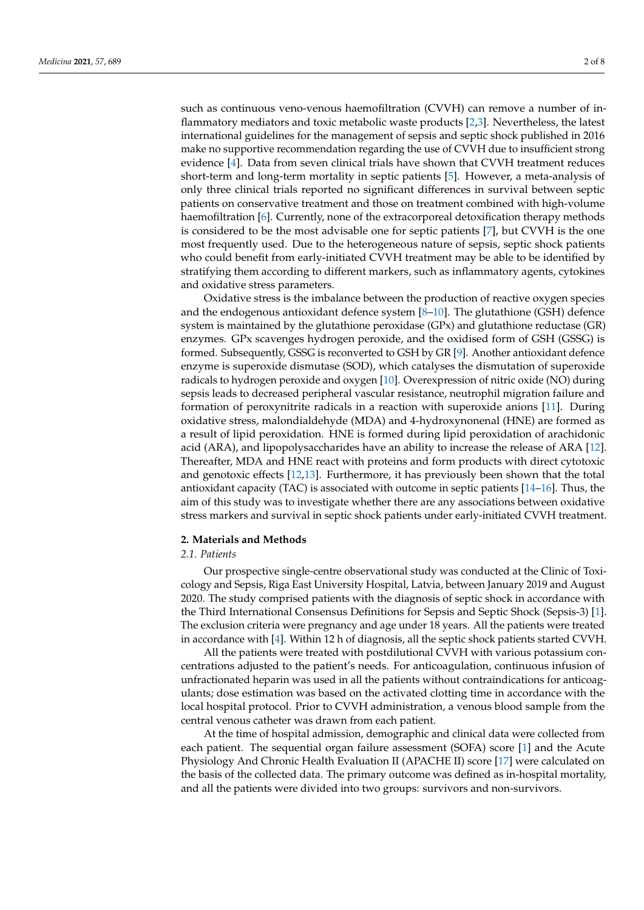such as continuous veno-venous haemofiltration (CVVH) can remove a number of inflammatory mediators and toxic metabolic waste products [2,3]. Nevertheless, the latest international guidelines for the management of sepsis and septic shock published in 2016 make no supportive recommendation regarding the use of CVVH due to insufficient strong evidence [4]. Data from seven clinical trials have shown that CVVH treatment reduces short-term and long-term mortality in septic patients [5]. However, a meta-analysis of only three clinical trials reported no significant differences in survival between septic patients on conservative treatment and those on treatment combined with high-volume haemofiltration [6]. Currently, none of the extracorporeal detoxification therapy methods is considered to be the most advisable one for septic patients [7], but CVVH is the one most frequently used. Due to the heterogeneous nature of sepsis, septic shock patients who could benefit from early-initiated CVVH treatment may be able to be identified by stratifying them according to different markers, such as inflammatory agents, cytokines and oxidative stress parameters.

Oxidative stress is the imbalance between the production of reactive oxygen species and the endogenous antioxidant defence system [8–10]. The glutathione (GSH) defence system is maintained by the glutathione peroxidase (GPx) and glutathione reductase (GR) enzymes. GPx scavenges hydrogen peroxide, and the oxidised form of GSH (GSSG) is formed. Subsequently, GSSG is reconverted to GSH by GR [9]. Another antioxidant defence enzyme is superoxide dismutase (SOD), which catalyses the dismutation of superoxide radicals to hydrogen peroxide and oxygen [10]. Overexpression of nitric oxide (NO) during sepsis leads to decreased peripheral vascular resistance, neutrophil migration failure and formation of peroxynitrite radicals in a reaction with superoxide anions [11]. During oxidative stress, malondialdehyde (MDA) and 4-hydroxynonenal (HNE) are formed as a result of lipid peroxidation. HNE is formed during lipid peroxidation of arachidonic acid (ARA), and lipopolysaccharides have an ability to increase the release of ARA [12]. Thereafter, MDA and HNE react with proteins and form products with direct cytotoxic and genotoxic effects [12,13]. Furthermore, it has previously been shown that the total antioxidant capacity (TAC) is associated with outcome in septic patients [14–16]. Thus, the aim of this study was to investigate whether there are any associations between oxidative stress markers and survival in septic shock patients under early-initiated CVVH treatment.

## 2. Materials and Methods

### *2.1. Patients*

Our prospective single-centre observational study was conducted at the Clinic of Toxicology and Sepsis, Riga East University Hospital, Latvia, between January 2019 and August 2020. The study comprised patients with the diagnosis of septic shock in accordance with the Third International Consensus Definitions for Sepsis and Septic Shock (Sepsis-3) [1]. The exclusion criteria were pregnancy and age under 18 years. All the patients were treated in accordance with [4]. Within 12 h of diagnosis, all the septic shock patients started CVVH.

All the patients were treated with postdilutional CVVH with various potassium concentrations adjusted to the patient's needs. For anticoagulation, continuous infusion of unfractionated heparin was used in all the patients without contraindications for anticoagulants; dose estimation was based on the activated clotting time in accordance with the local hospital protocol. Prior to CVVH administration, a venous blood sample from the central venous catheter was drawn from each patient.

At the time of hospital admission, demographic and clinical data were collected from each patient. The sequential organ failure assessment (SOFA) score [1] and the Acute Physiology And Chronic Health Evaluation II (APACHE II) score [17] were calculated on the basis of the collected data. The primary outcome was defined as in-hospital mortality, and all the patients were divided into two groups: survivors and non-survivors.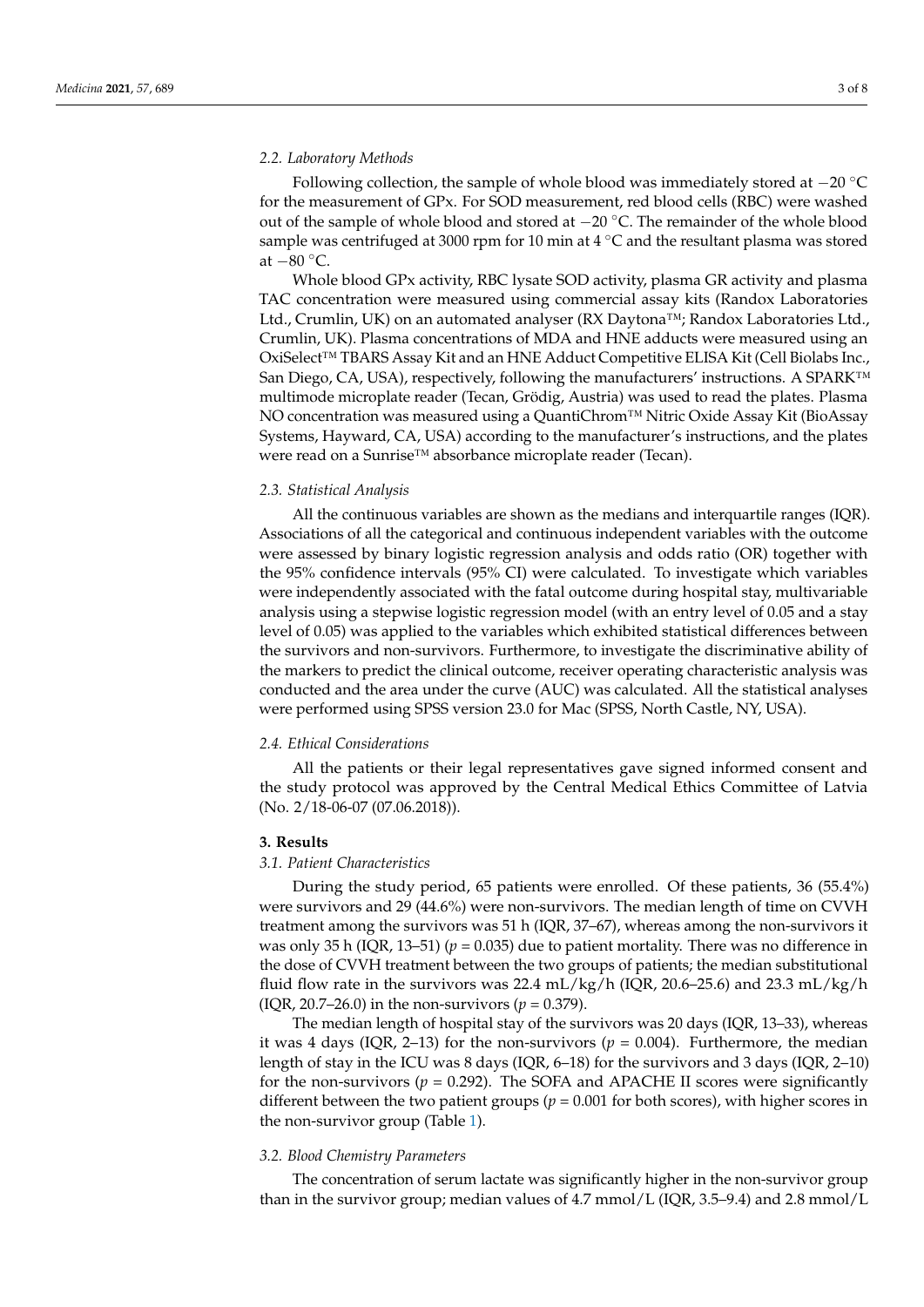### 2.2. Laboratory Methods

Following collection, the sample of whole blood was immediately stored at −20 °C for the measurement of GPx. For SOD measurement, red blood cells (RBC) were washed out of the sample of whole blood and stored at −20 °C. The remainder of the whole blood sample was centrifuged at 3000 rpm for 10 min at 4 °C and the resultant plasma was stored at −80 °C.

Whole blood GPx activity, RBC lysate SOD activity, plasma GR activity and plasma TAC concentration were measured using commercial assay kits (Randox Laboratories Ltd., Crumlin, UK) on an automated analyser (RX Daytona™; Randox Laboratories Ltd., Crumlin, UK). Plasma concentrations of MDA and HNE adducts were measured using an OxiSelect™ TBARS Assay Kit and an HNE Adduct Competitive ELISA Kit (Cell Biolabs Inc., San Diego, CA, USA), respectively, following the manufacturers' instructions. A SPARK™ multimode microplate reader (Tecan, Grödig, Austria) was used to read the plates. Plasma NO concentration was measured using a QuantiChrom™ Nitric Oxide Assay Kit (BioAssay Systems, Hayward, CA, USA) according to the manufacturer's instructions, and the plates were read on a Sunrise™ absorbance microplate reader (Tecan).

### 2.3. Statistical Analysis

All the continuous variables are shown as the medians and interquartile ranges (IQR). Associations of all the categorical and continuous independent variables with the outcome were assessed by binary logistic regression analysis and odds ratio (OR) together with the 95% confidence intervals (95% CI) were calculated. To investigate which variables were independently associated with the fatal outcome during hospital stay, multivariable analysis using a stepwise logistic regression model (with an entry level of 0.05 and a stay level of 0.05) was applied to the variables which exhibited statistical differences between the survivors and non-survivors. Furthermore, to investigate the discriminative ability of the markers to predict the clinical outcome, receiver operating characteristic analysis was conducted and the area under the curve (AUC) was calculated. All the statistical analyses were performed using SPSS version 23.0 for Mac (SPSS, North Castle, NY, USA).

### 2.4. Ethical Considerations

All the patients or their legal representatives gave signed informed consent and the study protocol was approved by the Central Medical Ethics Committee of Latvia (No. 2/18-06-07 (07.06.2018)).

## 3. Results

### 3.1. Patient Characteristics

During the study period, 65 patients were enrolled. Of these patients, 36 (55.4%) were survivors and 29 (44.6%) were non-survivors. The median length of time on CVVH treatment among the survivors was 51 h (IQR, 37–67), whereas among the non-survivors it was only 35 h (IQR, 13–51) ($p = 0.035$) due to patient mortality. There was no difference in the dose of CVVH treatment between the two groups of patients; the median substitutional fluid flow rate in the survivors was 22.4 mL/kg/h (IQR, 20.6–25.6) and 23.3 mL/kg/h (IQR, 20.7–26.0) in the non-survivors ($p = 0.379$).

The median length of hospital stay of the survivors was 20 days (IQR, 13–33), whereas it was 4 days (IQR, 2–13) for the non-survivors ($p = 0.004$). Furthermore, the median length of stay in the ICU was 8 days (IQR, 6–18) for the survivors and 3 days (IQR, 2–10) for the non-survivors ($p = 0.292$). The SOFA and APACHE II scores were significantly different between the two patient groups ($p = 0.001$ for both scores), with higher scores in the non-survivor group (Table 1).

### 3.2. Blood Chemistry Parameters

The concentration of serum lactate was significantly higher in the non-survivor group than in the survivor group; median values of 4.7 mmol/L (IQR, 3.5–9.4) and 2.8 mmol/L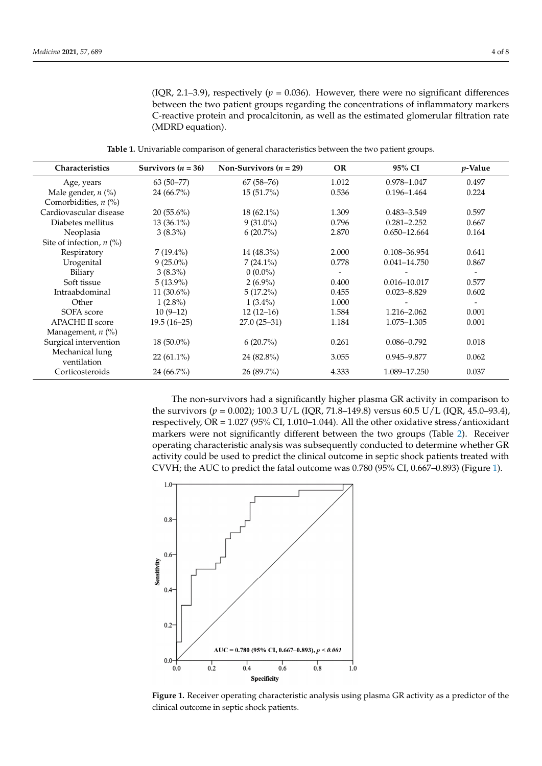(IQR, 2.1–3.9), respectively ($p = 0.036$). However, there were no significant differences between the two patient groups regarding the concentrations of inflammatory markers C-reactive protein and procalcitonin, as well as the estimated glomerular filtration rate (MDRD equation).

**Table 1.** Univariable comparison of general characteristics between the two patient groups.

| Characteristics | Survivors (*n* = 36) | Non-Survivors (*n* = 29) | OR | 95% CI | *p*-Value |
|---|---|---|---|---|---|
| Age, years | 63 (50–77) | 67 (58–76) | 1.012 | 0.978–1.047 | 0.497 |
| Male gender, *n* (%) | 24 (66.7%) | 15 (51.7%) | 0.536 | 0.196–1.464 | 0.224 |
| Comorbidities, *n* (%) | | | | | |
| Cardiovascular disease | 20 (55.6%) | 18 (62.1%) | 1.309 | 0.483–3.549 | 0.597 |
| Diabetes mellitus | 13 (36.1%) | 9 (31.0%) | 0.796 | 0.281–2.252 | 0.667 |
| Neoplasia | 3 (8.3%) | 6 (20.7%) | 2.870 | 0.650–12.664 | 0.164 |
| Site of infection, *n* (%) | | | | | |
| Respiratory | 7 (19.4%) | 14 (48.3%) | 2.000 | 0.108–36.954 | 0.641 |
| Urogenital | 9 (25.0%) | 7 (24.1%) | 0.778 | 0.041–14.750 | 0.867 |
| Biliary | 3 (8.3%) | 0 (0.0%) | - | - | - |
| Soft tissue | 5 (13.9%) | 2 (6.9%) | 0.400 | 0.016–10.017 | 0.577 |
| Intraabdominal | 11 (30.6%) | 5 (17.2%) | 0.455 | 0.023–8.829 | 0.602 |
| Other | 1 (2.8%) | 1 (3.4%) | 1.000 | - | - |
| SOFA score | 10 (9–12) | 12 (12–16) | 1.584 | 1.216–2.062 | 0.001 |
| APACHE II score | 19.5 (16–25) | 27.0 (25–31) | 1.184 | 1.075–1.305 | 0.001 |
| Management, *n* (%) | | | | | |
| Surgical intervention | 18 (50.0%) | 6 (20.7%) | 0.261 | 0.086–0.792 | 0.018 |
| Mechanical lung ventilation | 22 (61.1%) | 24 (82.8%) | 3.055 | 0.945–9.877 | 0.062 |
| Corticosteroids | 24 (66.7%) | 26 (89.7%) | 4.333 | 1.089–17.250 | 0.037 |

The non-survivors had a significantly higher plasma GR activity in comparison to the survivors ($p = 0.002$); 100.3 U/L (IQR, 71.8–149.8) versus 60.5 U/L (IQR, 45.0–93.4), respectively, OR = 1.027 (95% CI, 1.010–1.044). All the other oxidative stress/antioxidant markers were not significantly different between the two groups (Table 2). Receiver operating characteristic analysis was subsequently conducted to determine whether GR activity could be used to predict the clinical outcome in septic shock patients treated with CVVH; the AUC to predict the fatal outcome was 0.780 (95% CI, 0.667–0.893) (Figure 1).

**Figure 1.** Receiver operating characteristic analysis using plasma GR activity as a predictor of the clinical outcome in septic shock patients.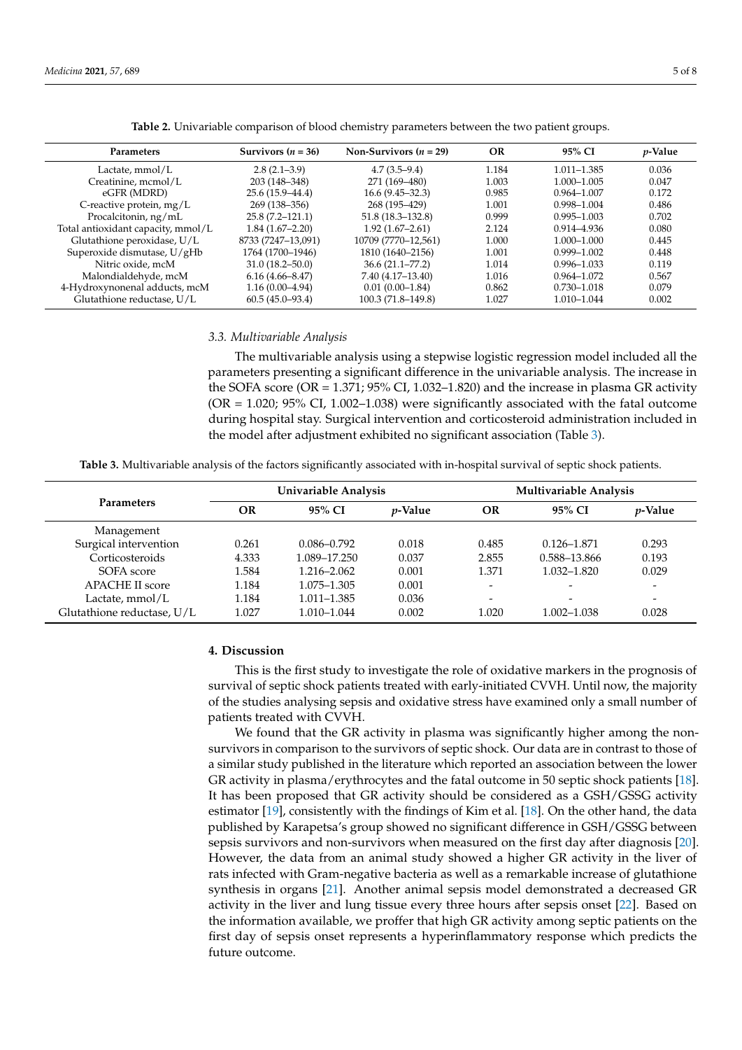**Table 2.** Univariable comparison of blood chemistry parameters between the two patient groups.

| Parameters | Survivors ($n$ = 36) | Non-Survivors ($n$ = 29) | OR | 95% CI | $p$-Value |
|---|---|---|---|---|---|
| Lactate, mmol/L | 2.8 (2.1–3.9) | 4.7 (3.5–9.4) | 1.184 | 1.011–1.385 | 0.036 |
| Creatinine, mcmol/L | 203 (148–348) | 271 (169–480) | 1.003 | 1.000–1.005 | 0.047 |
| eGFR (MDRD) | 25.6 (15.9–44.4) | 16.6 (9.45–32.3) | 0.985 | 0.964–1.007 | 0.172 |
| C-reactive protein, mg/L | 269 (138–356) | 268 (195–429) | 1.001 | 0.998–1.004 | 0.486 |
| Procalcitonin, ng/mL | 25.8 (7.2–121.1) | 51.8 (18.3–132.8) | 0.999 | 0.995–1.003 | 0.702 |
| Total antioxidant capacity, mmol/L | 1.84 (1.67–2.20) | 1.92 (1.67–2.61) | 2.124 | 0.914–4.936 | 0.080 |
| Glutathione peroxidase, U/L | 8733 (7247–13,091) | 10709 (7770–12,561) | 1.000 | 1.000–1.000 | 0.445 |
| Superoxide dismutase, U/gHb | 1764 (1700–1946) | 1810 (1640–2156) | 1.001 | 0.999–1.002 | 0.448 |
| Nitric oxide, mcM | 31.0 (18.2–50.0) | 36.6 (21.1–77.2) | 1.014 | 0.996–1.033 | 0.119 |
| Malondialdehyde, mcM | 6.16 (4.66–8.47) | 7.40 (4.17–13.40) | 1.016 | 0.964–1.072 | 0.567 |
| 4-Hydroxynonenal adducts, mcM | 1.16 (0.00–4.94) | 0.01 (0.00–1.84) | 0.862 | 0.730–1.018 | 0.079 |
| Glutathione reductase, U/L | 60.5 (45.0–93.4) | 100.3 (71.8–149.8) | 1.027 | 1.010–1.044 | 0.002 |

### 3.3. Multivariable Analysis

The multivariable analysis using a stepwise logistic regression model included all the parameters presenting a significant difference in the univariable analysis. The increase in the SOFA score (OR = 1.371; 95% CI, 1.032–1.820) and the increase in plasma GR activity (OR = 1.020; 95% CI, 1.002–1.038) were significantly associated with the fatal outcome during hospital stay. Surgical intervention and corticosteroid administration included in the model after adjustment exhibited no significant association (Table 3).

**Table 3.** Multivariable analysis of the factors significantly associated with in-hospital survival of septic shock patients.

| Parameters | Univariable Analysis | | | Multivariable Analysis | | |
|---|---|---|---|---|---|---|
| | OR | 95% CI | $p$-Value | OR | 95% CI | $p$-Value |
| Management | | | | | | |
| Surgical intervention | 0.261 | 0.086–0.792 | 0.018 | 0.485 | 0.126–1.871 | 0.293 |
| Corticosteroids | 4.333 | 1.089–17.250 | 0.037 | 2.855 | 0.588–13.866 | 0.193 |
| SOFA score | 1.584 | 1.216–2.062 | 0.001 | 1.371 | 1.032–1.820 | 0.029 |
| APACHE II score | 1.184 | 1.075–1.305 | 0.001 | - | - | - |
| Lactate, mmol/L | 1.184 | 1.011–1.385 | 0.036 | - | - | - |
| Glutathione reductase, U/L | 1.027 | 1.010–1.044 | 0.002 | 1.020 | 1.002–1.038 | 0.028 |

## 4. Discussion

This is the first study to investigate the role of oxidative markers in the prognosis of survival of septic shock patients treated with early-initiated CVVH. Until now, the majority of the studies analysing sepsis and oxidative stress have examined only a small number of patients treated with CVVH.

We found that the GR activity in plasma was significantly higher among the non-survivors in comparison to the survivors of septic shock. Our data are in contrast to those of a similar study published in the literature which reported an association between the lower GR activity in plasma/erythrocytes and the fatal outcome in 50 septic shock patients [18]. It has been proposed that GR activity should be considered as a GSH/GSSG activity estimator [19], consistently with the findings of Kim et al. [18]. On the other hand, the data published by Karapetsa's group showed no significant difference in GSH/GSSG between sepsis survivors and non-survivors when measured on the first day after diagnosis [20]. However, the data from an animal study showed a higher GR activity in the liver of rats infected with Gram-negative bacteria as well as a remarkable increase of glutathione synthesis in organs [21]. Another animal sepsis model demonstrated a decreased GR activity in the liver and lung tissue every three hours after sepsis onset [22]. Based on the information available, we proffer that high GR activity among septic patients on the first day of sepsis onset represents a hyperinflammatory response which predicts the future outcome.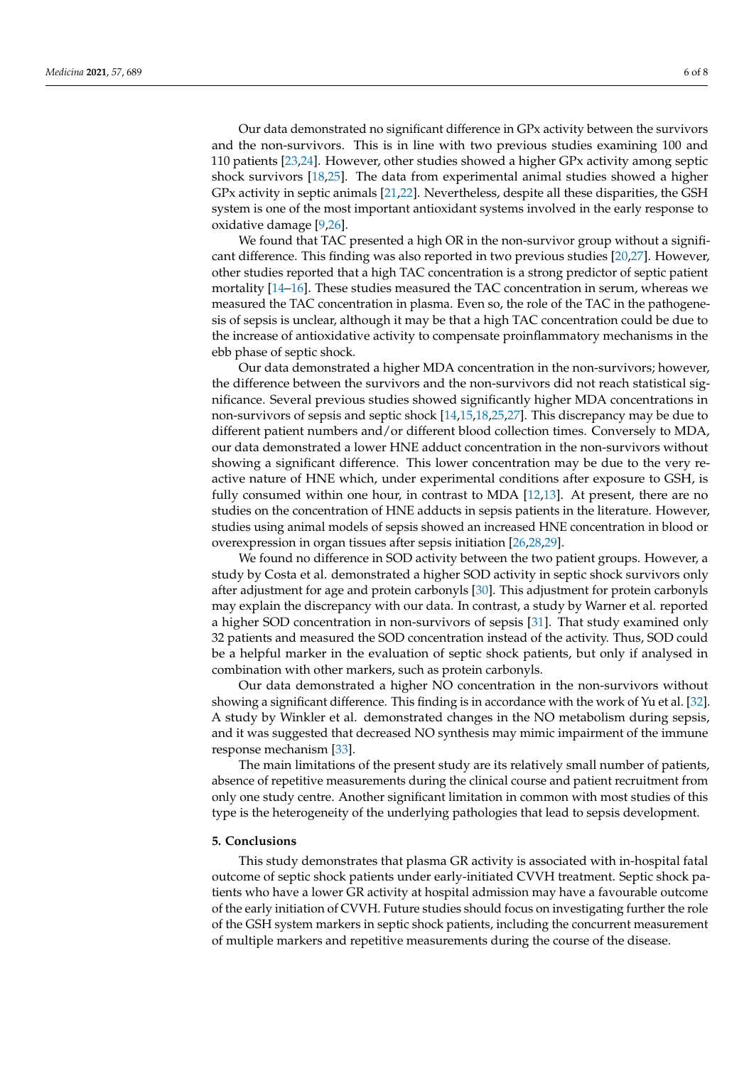Our data demonstrated no significant difference in GPx activity between the survivors and the non-survivors. This is in line with two previous studies examining 100 and 110 patients [23,24]. However, other studies showed a higher GPx activity among septic shock survivors [18,25]. The data from experimental animal studies showed a higher GPx activity in septic animals [21,22]. Nevertheless, despite all these disparities, the GSH system is one of the most important antioxidant systems involved in the early response to oxidative damage [9,26].

We found that TAC presented a high OR in the non-survivor group without a significant difference. This finding was also reported in two previous studies [20,27]. However, other studies reported that a high TAC concentration is a strong predictor of septic patient mortality [14–16]. These studies measured the TAC concentration in serum, whereas we measured the TAC concentration in plasma. Even so, the role of the TAC in the pathogenesis of sepsis is unclear, although it may be that a high TAC concentration could be due to the increase of antioxidative activity to compensate proinflammatory mechanisms in the ebb phase of septic shock.

Our data demonstrated a higher MDA concentration in the non-survivors; however, the difference between the survivors and the non-survivors did not reach statistical significance. Several previous studies showed significantly higher MDA concentrations in non-survivors of sepsis and septic shock [14,15,18,25,27]. This discrepancy may be due to different patient numbers and/or different blood collection times. Conversely to MDA, our data demonstrated a lower HNE adduct concentration in the non-survivors without showing a significant difference. This lower concentration may be due to the very reactive nature of HNE which, under experimental conditions after exposure to GSH, is fully consumed within one hour, in contrast to MDA [12,13]. At present, there are no studies on the concentration of HNE adducts in sepsis patients in the literature. However, studies using animal models of sepsis showed an increased HNE concentration in blood or overexpression in organ tissues after sepsis initiation [26,28,29].

We found no difference in SOD activity between the two patient groups. However, a study by Costa et al. demonstrated a higher SOD activity in septic shock survivors only after adjustment for age and protein carbonyls [30]. This adjustment for protein carbonyls may explain the discrepancy with our data. In contrast, a study by Warner et al. reported a higher SOD concentration in non-survivors of sepsis [31]. That study examined only 32 patients and measured the SOD concentration instead of the activity. Thus, SOD could be a helpful marker in the evaluation of septic shock patients, but only if analysed in combination with other markers, such as protein carbonyls.

Our data demonstrated a higher NO concentration in the non-survivors without showing a significant difference. This finding is in accordance with the work of Yu et al. [32]. A study by Winkler et al. demonstrated changes in the NO metabolism during sepsis, and it was suggested that decreased NO synthesis may mimic impairment of the immune response mechanism [33].

The main limitations of the present study are its relatively small number of patients, absence of repetitive measurements during the clinical course and patient recruitment from only one study centre. Another significant limitation in common with most studies of this type is the heterogeneity of the underlying pathologies that lead to sepsis development.

## 5. Conclusions

This study demonstrates that plasma GR activity is associated with in-hospital fatal outcome of septic shock patients under early-initiated CVVH treatment. Septic shock patients who have a lower GR activity at hospital admission may have a favourable outcome of the early initiation of CVVH. Future studies should focus on investigating further the role of the GSH system markers in septic shock patients, including the concurrent measurement of multiple markers and repetitive measurements during the course of the disease.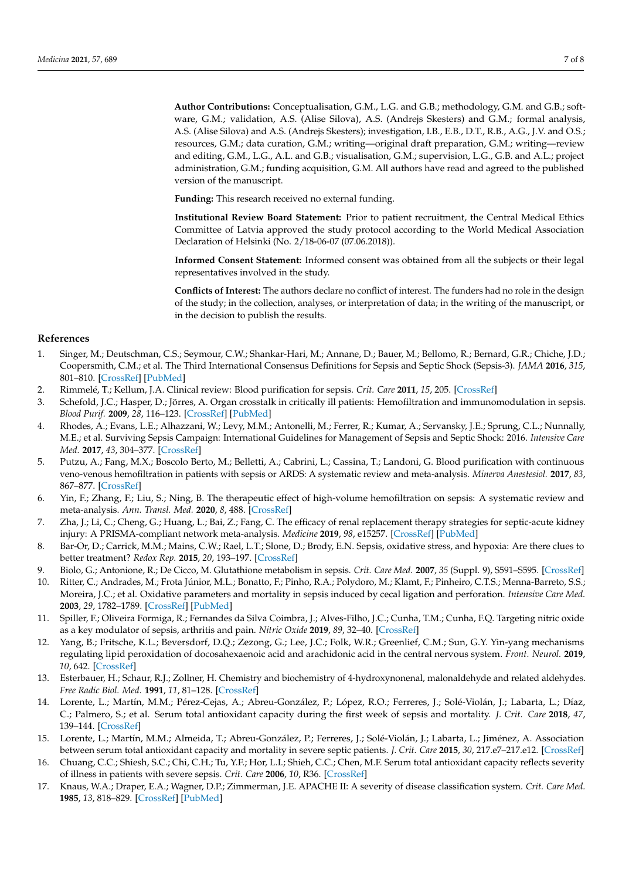**Author Contributions:** Conceptualisation, G.M., L.G. and G.B.; methodology, G.M. and G.B.; software, G.M.; validation, A.S. (Alise Silova), A.S. (Andrejs Skesters) and G.M.; formal analysis, A.S. (Alise Silova) and A.S. (Andrejs Skesters); investigation, I.B., E.B., D.T., R.B., A.G., J.V. and O.S.; resources, G.M.; data curation, G.M.; writing—original draft preparation, G.M.; writing—review and editing, G.M., L.G., A.L. and G.B.; visualisation, G.M.; supervision, L.G., G.B. and A.L.; project administration, G.M.; funding acquisition, G.M. All authors have read and agreed to the published version of the manuscript.

**Funding:** This research received no external funding.

**Institutional Review Board Statement:** Prior to patient recruitment, the Central Medical Ethics Committee of Latvia approved the study protocol according to the World Medical Association Declaration of Helsinki (No. 2/18-06-07 (07.06.2018)).

**Informed Consent Statement:** Informed consent was obtained from all the subjects or their legal representatives involved in the study.

**Conflicts of Interest:** The authors declare no conflict of interest. The funders had no role in the design of the study; in the collection, analyses, or interpretation of data; in the writing of the manuscript, or in the decision to publish the results.

## References

1. Singer, M.; Deutschman, C.S.; Seymour, C.W.; Shankar-Hari, M.; Annane, D.; Bauer, M.; Bellomo, R.; Bernard, G.R.; Chiche, J.D.; Coopersmith, C.M.; et al. The Third International Consensus Definitions for Sepsis and Septic Shock (Sepsis-3). *JAMA* **2016**, *315*, 801–810. [CrossRef] [PubMed]
2. Rimmelé, T.; Kellum, J.A. Clinical review: Blood purification for sepsis. *Crit. Care* **2011**, *15*, 205. [CrossRef]
3. Schefold, J.C.; Hasper, D.; Jörres, A. Organ crosstalk in critically ill patients: Hemofiltration and immunomodulation in sepsis. *Blood Purif.* **2009**, *28*, 116–123. [CrossRef] [PubMed]
4. Rhodes, A.; Evans, L.E.; Alhazzani, W.; Levy, M.M.; Antonelli, M.; Ferrer, R.; Kumar, A.; Servansky, J.E.; Sprung, C.L.; Nunnally, M.E.; et al. Surviving Sepsis Campaign: International Guidelines for Management of Sepsis and Septic Shock: 2016. *Intensive Care Med.* **2017**, *43*, 304–377. [CrossRef]
5. Putzu, A.; Fang, M.X.; Boscolo Berto, M.; Belletti, A.; Cabrini, L.; Cassina, T.; Landoni, G. Blood purification with continuous veno-venous hemofiltration in patients with sepsis or ARDS: A systematic review and meta-analysis. *Minerva Anestesiol.* **2017**, *83*, 867–877. [CrossRef]
6. Yin, F.; Zhang, F.; Liu, S.; Ning, B. The therapeutic effect of high-volume hemofiltration on sepsis: A systematic review and meta-analysis. *Ann. Transl. Med.* **2020**, *8*, 488. [CrossRef]
7. Zha, J.; Li, C.; Cheng, G.; Huang, L.; Bai, Z.; Fang, C. The efficacy of renal replacement therapy strategies for septic-acute kidney injury: A PRISMA-compliant network meta-analysis. *Medicine* **2019**, *98*, e15257. [CrossRef] [PubMed]
8. Bar-Or, D.; Carrick, M.M.; Mains, C.W.; Rael, L.T.; Slone, D.; Brody, E.N. Sepsis, oxidative stress, and hypoxia: Are there clues to better treatment? *Redox Rep.* **2015**, *20*, 193–197. [CrossRef]
9. Biolo, G.; Antonione, R.; De Cicco, M. Glutathione metabolism in sepsis. *Crit. Care Med.* **2007**, *35* (Suppl. 9), S591–S595. [CrossRef]
10. Ritter, C.; Andrades, M.; Frota Júnior, M.L.; Bonatto, F.; Pinho, R.A.; Polydoro, M.; Klamt, F.; Pinheiro, C.T.S.; Menna-Barreto, S.S.; Moreira, J.C.; et al. Oxidative parameters and mortality in sepsis induced by cecal ligation and perforation. *Intensive Care Med.* **2003**, *29*, 1782–1789. [CrossRef] [PubMed]
11. Spiller, F.; Oliveira Formiga, R.; Fernandes da Silva Coimbra, J.; Alves-Filho, J.C.; Cunha, T.M.; Cunha, F.Q. Targeting nitric oxide as a key modulator of sepsis, arthritis and pain. *Nitric Oxide* **2019**, *89*, 32–40. [CrossRef]
12. Yang, B.; Fritsche, K.L.; Beversdorf, D.Q.; Zezong, G.; Lee, J.C.; Folk, W.R.; Greenlief, C.M.; Sun, G.Y. Yin-yang mechanisms regulating lipid peroxidation of docosahexaenoic acid and arachidonic acid in the central nervous system. *Front. Neurol.* **2019**, *10*, 642. [CrossRef]
13. Esterbauer, H.; Schaur, R.J.; Zollner, H. Chemistry and biochemistry of 4-hydroxynonenal, malonaldehyde and related aldehydes. *Free Radic Biol. Med.* **1991**, *11*, 81–128. [CrossRef]
14. Lorente, L.; Martín, M.M.; Pérez-Cejas, A.; Abreu-González, P.; López, R.O.; Ferreres, J.; Solé-Violán, J.; Labarta, L.; Díaz, C.; Palmero, S.; et al. Serum total antioxidant capacity during the first week of sepsis and mortality. *J. Crit. Care* **2018**, *47*, 139–144. [CrossRef]
15. Lorente, L.; Martín, M.M.; Almeida, T.; Abreu-González, P.; Ferreres, J.; Solé-Violán, J.; Labarta, L.; Jiménez, A. Association between serum total antioxidant capacity and mortality in severe septic patients. *J. Crit. Care* **2015**, *30*, 217.e7–217.e12. [CrossRef]
16. Chuang, C.C.; Shiesh, S.C.; Chi, C.H.; Tu, Y.F.; Hor, L.I.; Shieh, C.C.; Chen, M.F. Serum total antioxidant capacity reflects severity of illness in patients with severe sepsis. *Crit. Care* **2006**, *10*, R36. [CrossRef]
17. Knaus, W.A.; Draper, E.A.; Wagner, D.P.; Zimmerman, J.E. APACHE II: A severity of disease classification system. *Crit. Care Med.* **1985**, *13*, 818–829. [CrossRef] [PubMed]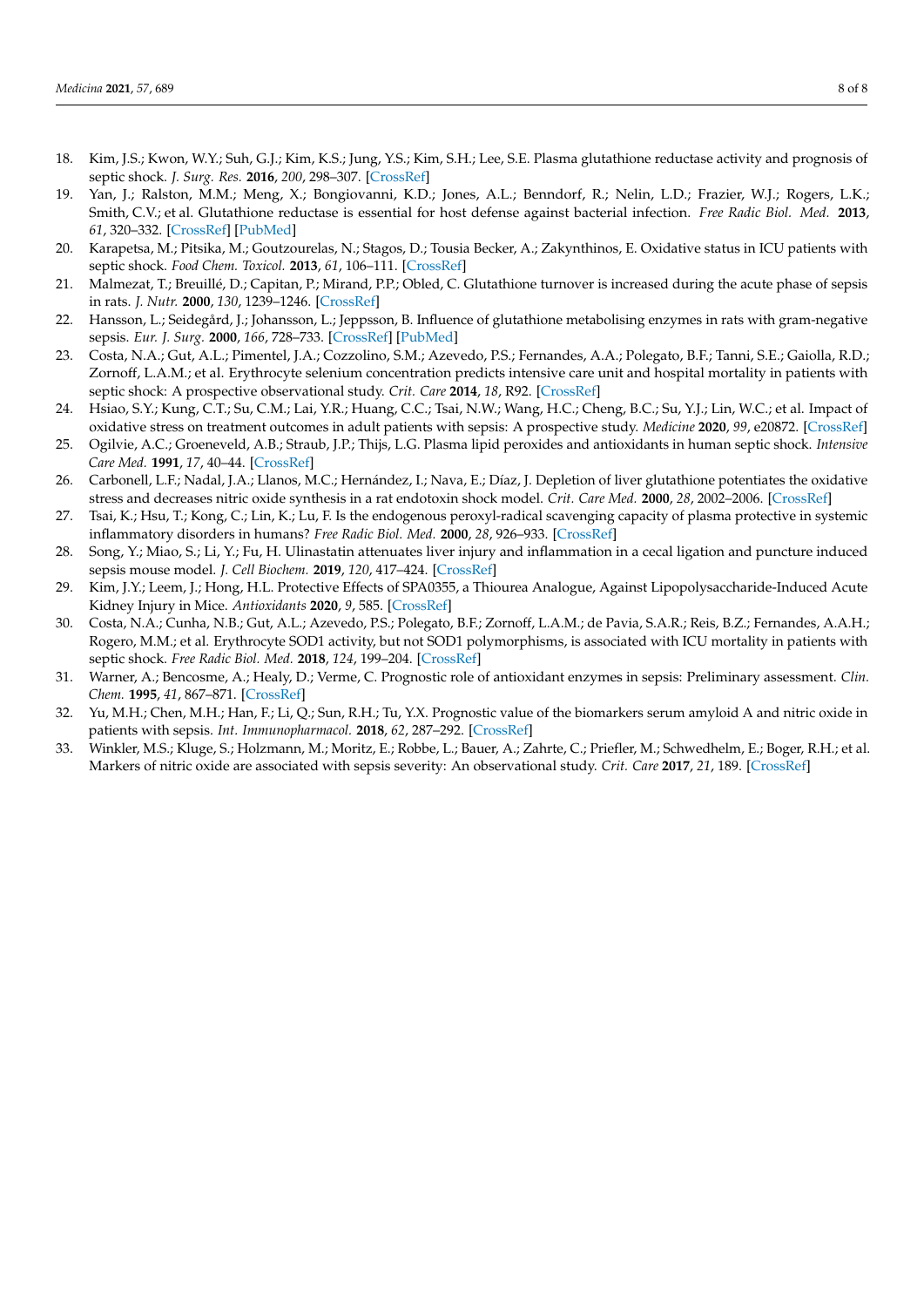18. Kim, J.S.; Kwon, W.Y.; Suh, G.J.; Kim, K.S.; Jung, Y.S.; Kim, S.H.; Lee, S.E. Plasma glutathione reductase activity and prognosis of septic shock. *J. Surg. Res.* **2016**, *200*, 298–307. [CrossRef]
19. Yan, J.; Ralston, M.M.; Meng, X.; Bongiovanni, K.D.; Jones, A.L.; Benndorf, R.; Nelin, L.D.; Frazier, W.J.; Rogers, L.K.; Smith, C.V.; et al. Glutathione reductase is essential for host defense against bacterial infection. *Free Radic Biol. Med.* **2013**, *61*, 320–332. [CrossRef] [PubMed]
20. Karapetsa, M.; Pitsika, M.; Goutzourelas, N.; Stagos, D.; Tousia Becker, A.; Zakynthinos, E. Oxidative status in ICU patients with septic shock. *Food Chem. Toxicol.* **2013**, *61*, 106–111. [CrossRef]
21. Malmezat, T.; Breuillé, D.; Capitan, P.; Mirand, P.P.; Obled, C. Glutathione turnover is increased during the acute phase of sepsis in rats. *J. Nutr.* **2000**, *130*, 1239–1246. [CrossRef]
22. Hansson, L.; Seidegård, J.; Johansson, L.; Jeppsson, B. Influence of glutathione metabolising enzymes in rats with gram-negative sepsis. *Eur. J. Surg.* **2000**, *166*, 728–733. [CrossRef] [PubMed]
23. Costa, N.A.; Gut, A.L.; Pimentel, J.A.; Cozzolino, S.M.; Azevedo, P.S.; Fernandes, A.A.; Polegato, B.F.; Tanni, S.E.; Gaiolla, R.D.; Zornoff, L.A.M.; et al. Erythrocyte selenium concentration predicts intensive care unit and hospital mortality in patients with septic shock: A prospective observational study. *Crit. Care* **2014**, *18*, R92. [CrossRef]
24. Hsiao, S.Y.; Kung, C.T.; Su, C.M.; Lai, Y.R.; Huang, C.C.; Tsai, N.W.; Wang, H.C.; Cheng, B.C.; Su, Y.J.; Lin, W.C.; et al. Impact of oxidative stress on treatment outcomes in adult patients with sepsis: A prospective study. *Medicine* **2020**, *99*, e20872. [CrossRef]
25. Ogilvie, A.C.; Groeneveld, A.B.; Straub, J.P.; Thijs, L.G. Plasma lipid peroxides and antioxidants in human septic shock. *Intensive Care Med.* **1991**, *17*, 40–44. [CrossRef]
26. Carbonell, L.F.; Nadal, J.A.; Llanos, M.C.; Hernández, I.; Nava, E.; Díaz, J. Depletion of liver glutathione potentiates the oxidative stress and decreases nitric oxide synthesis in a rat endotoxin shock model. *Crit. Care Med.* **2000**, *28*, 2002–2006. [CrossRef]
27. Tsai, K.; Hsu, T.; Kong, C.; Lin, K.; Lu, F. Is the endogenous peroxyl-radical scavenging capacity of plasma protective in systemic inflammatory disorders in humans? *Free Radic Biol. Med.* **2000**, *28*, 926–933. [CrossRef]
28. Song, Y.; Miao, S.; Li, Y.; Fu, H. Ulinastatin attenuates liver injury and inflammation in a cecal ligation and puncture induced sepsis mouse model. *J. Cell Biochem.* **2019**, *120*, 417–424. [CrossRef]
29. Kim, J.Y.; Leem, J.; Hong, H.L. Protective Effects of SPA0355, a Thiourea Analogue, Against Lipopolysaccharide-Induced Acute Kidney Injury in Mice. *Antioxidants* **2020**, *9*, 585. [CrossRef]
30. Costa, N.A.; Cunha, N.B.; Gut, A.L.; Azevedo, P.S.; Polegato, B.F.; Zornoff, L.A.M.; de Pavia, S.A.R.; Reis, B.Z.; Fernandes, A.A.H.; Rogero, M.M.; et al. Erythrocyte SOD1 activity, but not SOD1 polymorphisms, is associated with ICU mortality in patients with septic shock. *Free Radic Biol. Med.* **2018**, *124*, 199–204. [CrossRef]
31. Warner, A.; Bencosme, A.; Healy, D.; Verme, C. Prognostic role of antioxidant enzymes in sepsis: Preliminary assessment. *Clin. Chem.* **1995**, *41*, 867–871. [CrossRef]
32. Yu, M.H.; Chen, M.H.; Han, F.; Li, Q.; Sun, R.H.; Tu, Y.X. Prognostic value of the biomarkers serum amyloid A and nitric oxide in patients with sepsis. *Int. Immunopharmacol.* **2018**, *62*, 287–292. [CrossRef]
33. Winkler, M.S.; Kluge, S.; Holzmann, M.; Moritz, E.; Robbe, L.; Bauer, A.; Zahrte, C.; Priefler, M.; Schwedhelm, E.; Boger, R.H.; et al. Markers of nitric oxide are associated with sepsis severity: An observational study. *Crit. Care* **2017**, *21*, 189. [CrossRef]